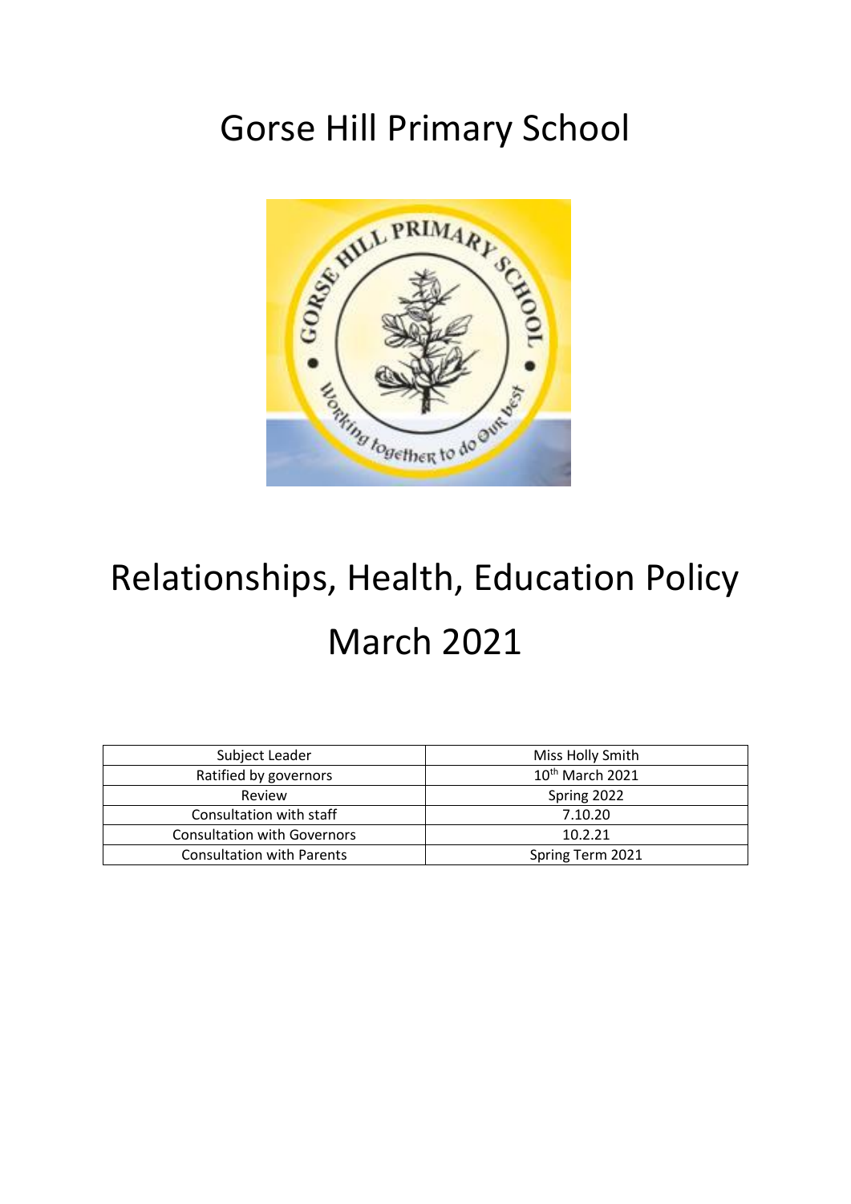# Gorse Hill Primary School

# Relationships, Health, Education Policy March 2021

| Subject Leader | Miss Holly Smith |
|---|---|
| Ratified by governors | 10th March 2021 |
| Review | Spring 2022 |
| Consultation with staff | 7.10.20 |
| Consultation with Governors | 10.2.21 |
| Consultation with Parents | Spring Term 2021 |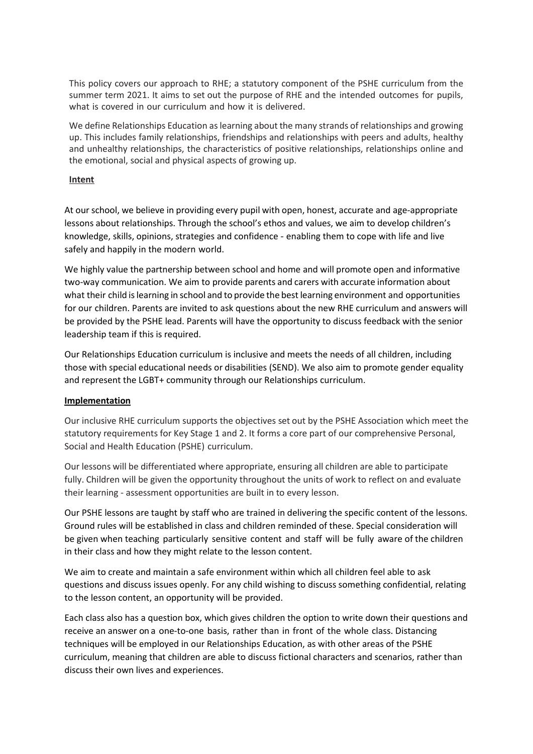This policy covers our approach to RHE; a statutory component of the PSHE curriculum from the summer term 2021. It aims to set out the purpose of RHE and the intended outcomes for pupils, what is covered in our curriculum and how it is delivered.

We define Relationships Education as learning about the many strands of relationships and growing up. This includes family relationships, friendships and relationships with peers and adults, healthy and unhealthy relationships, the characteristics of positive relationships, relationships online and the emotional, social and physical aspects of growing up.

## Intent

At our school, we believe in providing every pupil with open, honest, accurate and age-appropriate lessons about relationships. Through the school's ethos and values, we aim to develop children's knowledge, skills, opinions, strategies and confidence - enabling them to cope with life and live safely and happily in the modern world.

We highly value the partnership between school and home and will promote open and informative two-way communication. We aim to provide parents and carers with accurate information about what their child is learning in school and to provide the best learning environment and opportunities for our children. Parents are invited to ask questions about the new RHE curriculum and answers will be provided by the PSHE lead. Parents will have the opportunity to discuss feedback with the senior leadership team if this is required.

Our Relationships Education curriculum is inclusive and meets the needs of all children, including those with special educational needs or disabilities (SEND). We also aim to promote gender equality and represent the LGBT+ community through our Relationships curriculum.

## Implementation

Our inclusive RHE curriculum supports the objectives set out by the PSHE Association which meet the statutory requirements for Key Stage 1 and 2. It forms a core part of our comprehensive Personal, Social and Health Education (PSHE) curriculum.

Our lessons will be differentiated where appropriate, ensuring all children are able to participate fully. Children will be given the opportunity throughout the units of work to reflect on and evaluate their learning - assessment opportunities are built in to every lesson.

Our PSHE lessons are taught by staff who are trained in delivering the specific content of the lessons. Ground rules will be established in class and children reminded of these. Special consideration will be given when teaching particularly sensitive content and staff will be fully aware of the children in their class and how they might relate to the lesson content.

We aim to create and maintain a safe environment within which all children feel able to ask questions and discuss issues openly. For any child wishing to discuss something confidential, relating to the lesson content, an opportunity will be provided.

Each class also has a question box, which gives children the option to write down their questions and receive an answer on a one-to-one basis, rather than in front of the whole class. Distancing techniques will be employed in our Relationships Education, as with other areas of the PSHE curriculum, meaning that children are able to discuss fictional characters and scenarios, rather than discuss their own lives and experiences.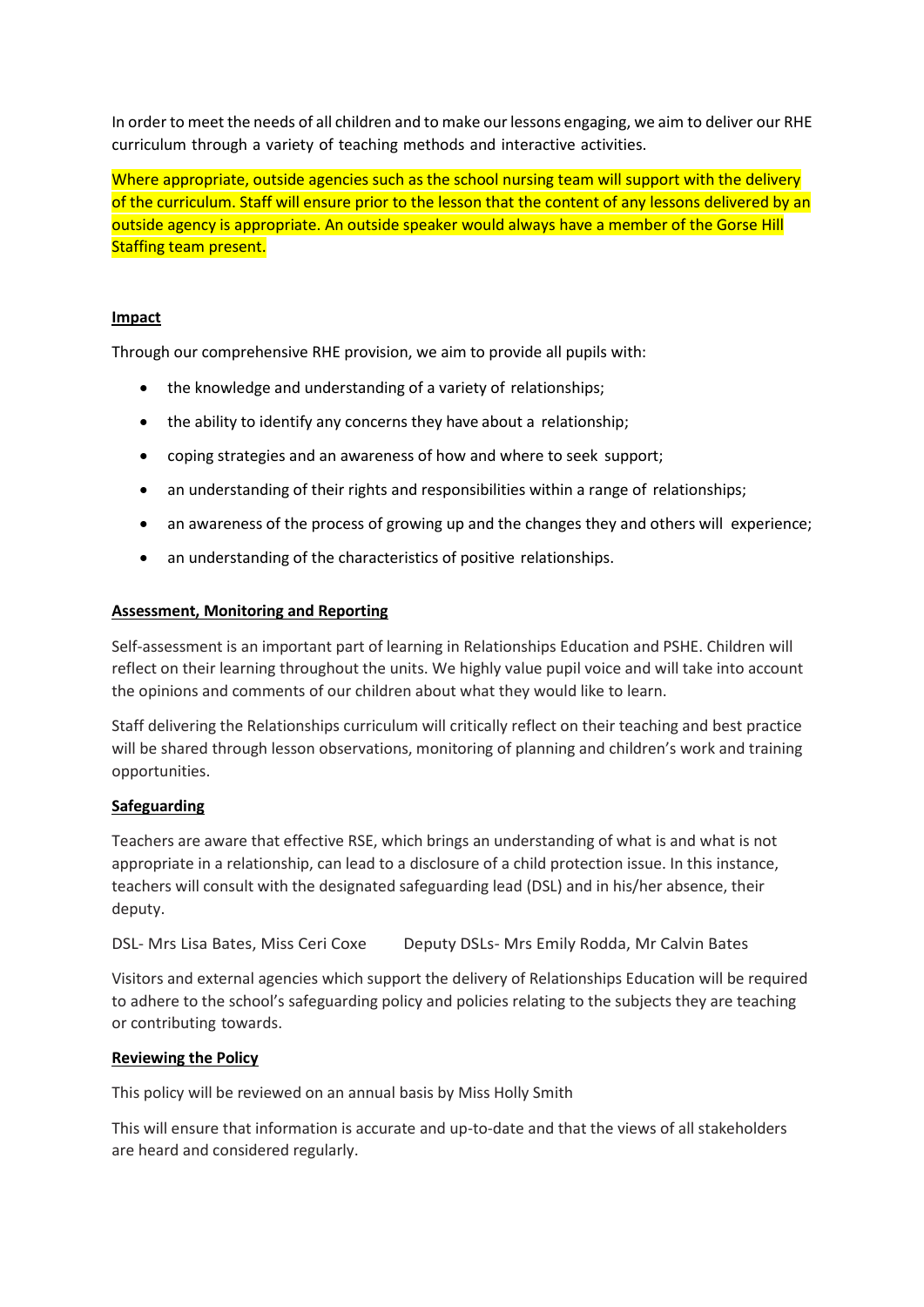In order to meet the needs of all children and to make our lessons engaging, we aim to deliver our RHE curriculum through a variety of teaching methods and interactive activities.

Where appropriate, outside agencies such as the school nursing team will support with the delivery of the curriculum. Staff will ensure prior to the lesson that the content of any lessons delivered by an outside agency is appropriate. An outside speaker would always have a member of the Gorse Hill Staffing team present.

**Impact**

Through our comprehensive RHE provision, we aim to provide all pupils with:

- the knowledge and understanding of a variety of relationships;
- the ability to identify any concerns they have about a relationship;
- coping strategies and an awareness of how and where to seek support;
- an understanding of their rights and responsibilities within a range of relationships;
- an awareness of the process of growing up and the changes they and others will experience;
- an understanding of the characteristics of positive relationships.

**Assessment, Monitoring and Reporting**

Self-assessment is an important part of learning in Relationships Education and PSHE. Children will reflect on their learning throughout the units. We highly value pupil voice and will take into account the opinions and comments of our children about what they would like to learn.

Staff delivering the Relationships curriculum will critically reflect on their teaching and best practice will be shared through lesson observations, monitoring of planning and children's work and training opportunities.

**Safeguarding**

Teachers are aware that effective RSE, which brings an understanding of what is and what is not appropriate in a relationship, can lead to a disclosure of a child protection issue. In this instance, teachers will consult with the designated safeguarding lead (DSL) and in his/her absence, their deputy.

DSL- Mrs Lisa Bates, Miss Ceri Coxe     Deputy DSLs- Mrs Emily Rodda, Mr Calvin Bates

Visitors and external agencies which support the delivery of Relationships Education will be required to adhere to the school's safeguarding policy and policies relating to the subjects they are teaching or contributing towards.

**Reviewing the Policy**

This policy will be reviewed on an annual basis by Miss Holly Smith

This will ensure that information is accurate and up-to-date and that the views of all stakeholders are heard and considered regularly.